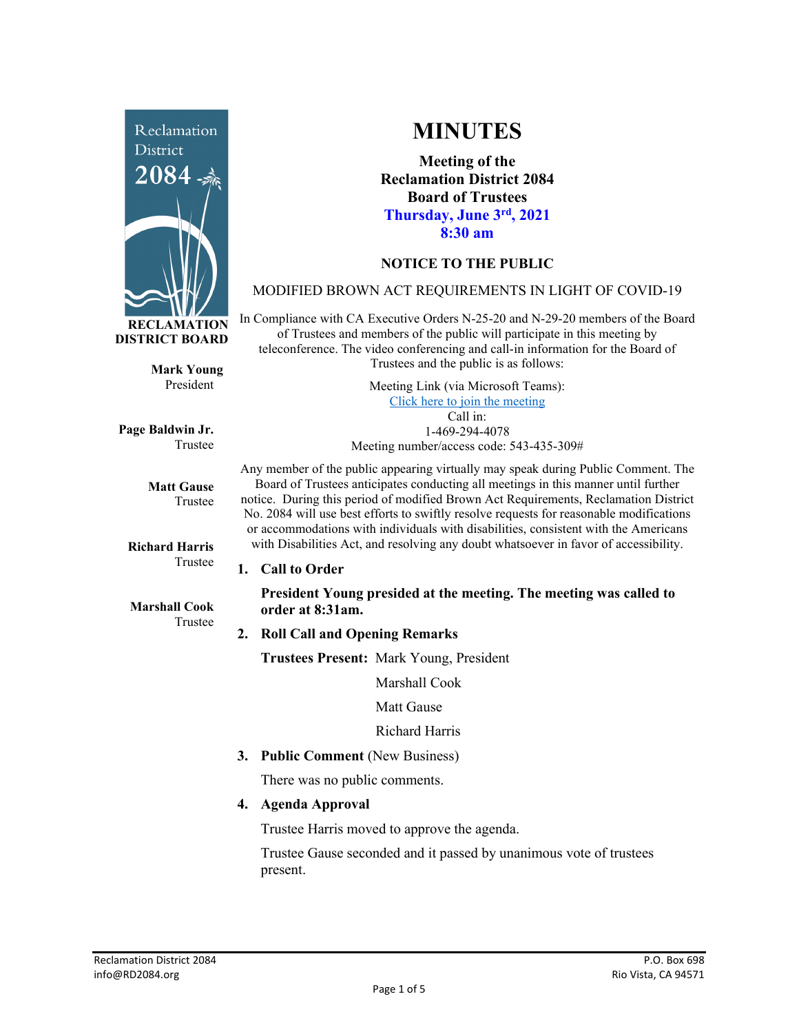# MINUTES

**Meeting of the Reclamation District 2084 Board of Trustees**
**Thursday, June 3rd, 2021**
**8:30 am**

**RECLAMATION DISTRICT BOARD**

**Mark Young**
President

**Page Baldwin Jr.**
Trustee

**Matt Gause**
Trustee

**Richard Harris**
Trustee

**Marshall Cook**
Trustee

## NOTICE TO THE PUBLIC

MODIFIED BROWN ACT REQUIREMENTS IN LIGHT OF COVID-19

In Compliance with CA Executive Orders N-25-20 and N-29-20 members of the Board of Trustees and members of the public will participate in this meeting by teleconference. The video conferencing and call-in information for the Board of Trustees and the public is as follows:

Meeting Link (via Microsoft Teams):
Click here to join the meeting
Call in:
1-469-294-4078
Meeting number/access code: 543-435-309#

Any member of the public appearing virtually may speak during Public Comment. The Board of Trustees anticipates conducting all meetings in this manner until further notice. During this period of modified Brown Act Requirements, Reclamation District No. 2084 will use best efforts to swiftly resolve requests for reasonable modifications or accommodations with individuals with disabilities, consistent with the Americans with Disabilities Act, and resolving any doubt whatsoever in favor of accessibility.

1. **Call to Order**

   **President Young presided at the meeting. The meeting was called to order at 8:31am.**

2. **Roll Call and Opening Remarks**

   **Trustees Present:** Mark Young, President
   Marshall Cook
   Matt Gause
   Richard Harris

3. **Public Comment** (New Business)

   There was no public comments.

4. **Agenda Approval**

   Trustee Harris moved to approve the agenda.

   Trustee Gause seconded and it passed by unanimous vote of trustees present.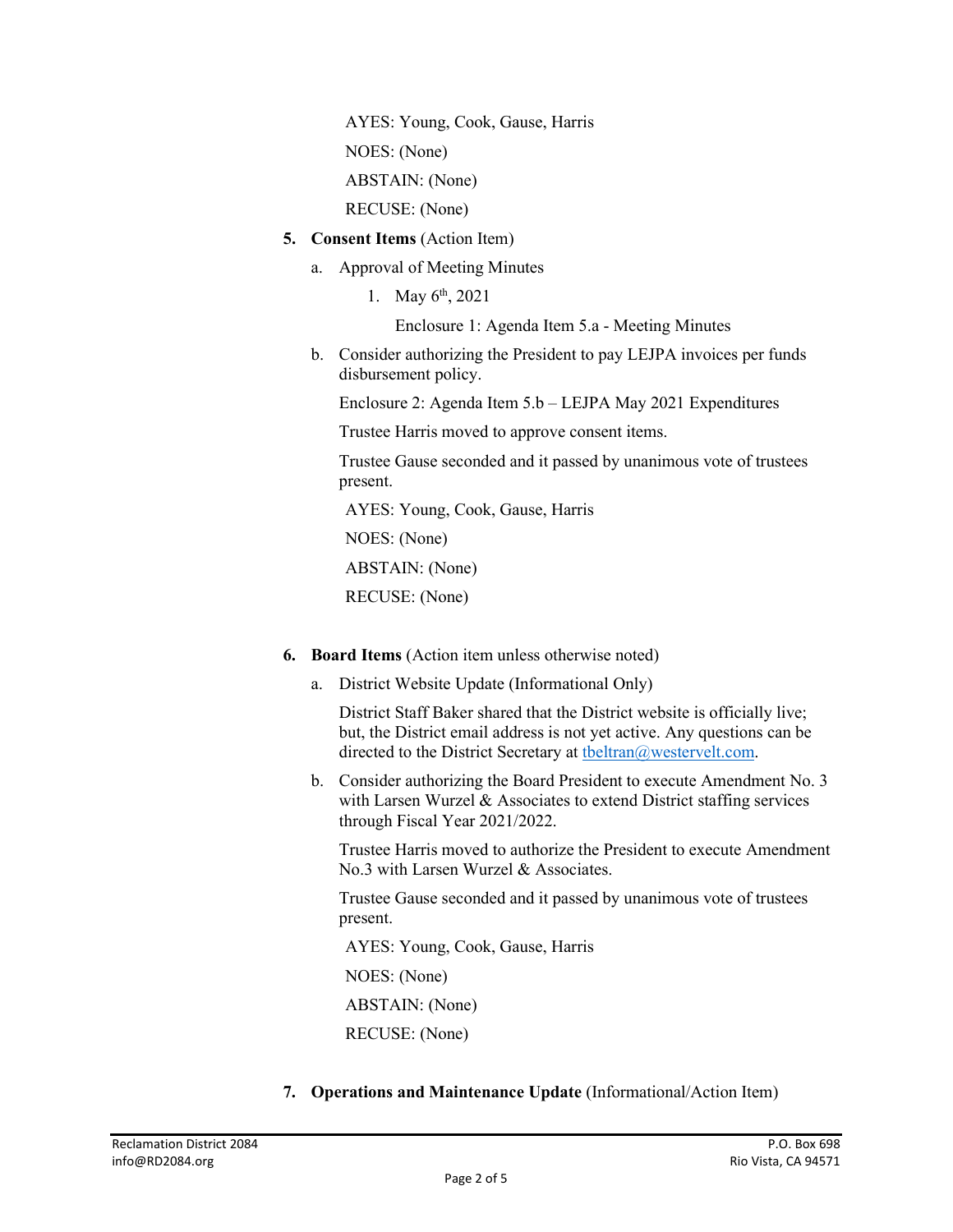AYES: Young, Cook, Gause, Harris

NOES: (None)

ABSTAIN: (None)

RECUSE: (None)

5. **Consent Items** (Action Item)

   a. Approval of Meeting Minutes

      1. May 6th, 2021

         Enclosure 1: Agenda Item 5.a - Meeting Minutes

   b. Consider authorizing the President to pay LEJPA invoices per funds disbursement policy.

      Enclosure 2: Agenda Item 5.b – LEJPA May 2021 Expenditures

      Trustee Harris moved to approve consent items.

      Trustee Gause seconded and it passed by unanimous vote of trustees present.

      AYES: Young, Cook, Gause, Harris

      NOES: (None)

      ABSTAIN: (None)

      RECUSE: (None)

6. **Board Items** (Action item unless otherwise noted)

   a. District Website Update (Informational Only)

      District Staff Baker shared that the District website is officially live; but, the District email address is not yet active. Any questions can be directed to the District Secretary at tbeltran@westervelt.com.

   b. Consider authorizing the Board President to execute Amendment No. 3 with Larsen Wurzel & Associates to extend District staffing services through Fiscal Year 2021/2022.

      Trustee Harris moved to authorize the President to execute Amendment No.3 with Larsen Wurzel & Associates.

      Trustee Gause seconded and it passed by unanimous vote of trustees present.

      AYES: Young, Cook, Gause, Harris

      NOES: (None)

      ABSTAIN: (None)

      RECUSE: (None)

7. **Operations and Maintenance Update** (Informational/Action Item)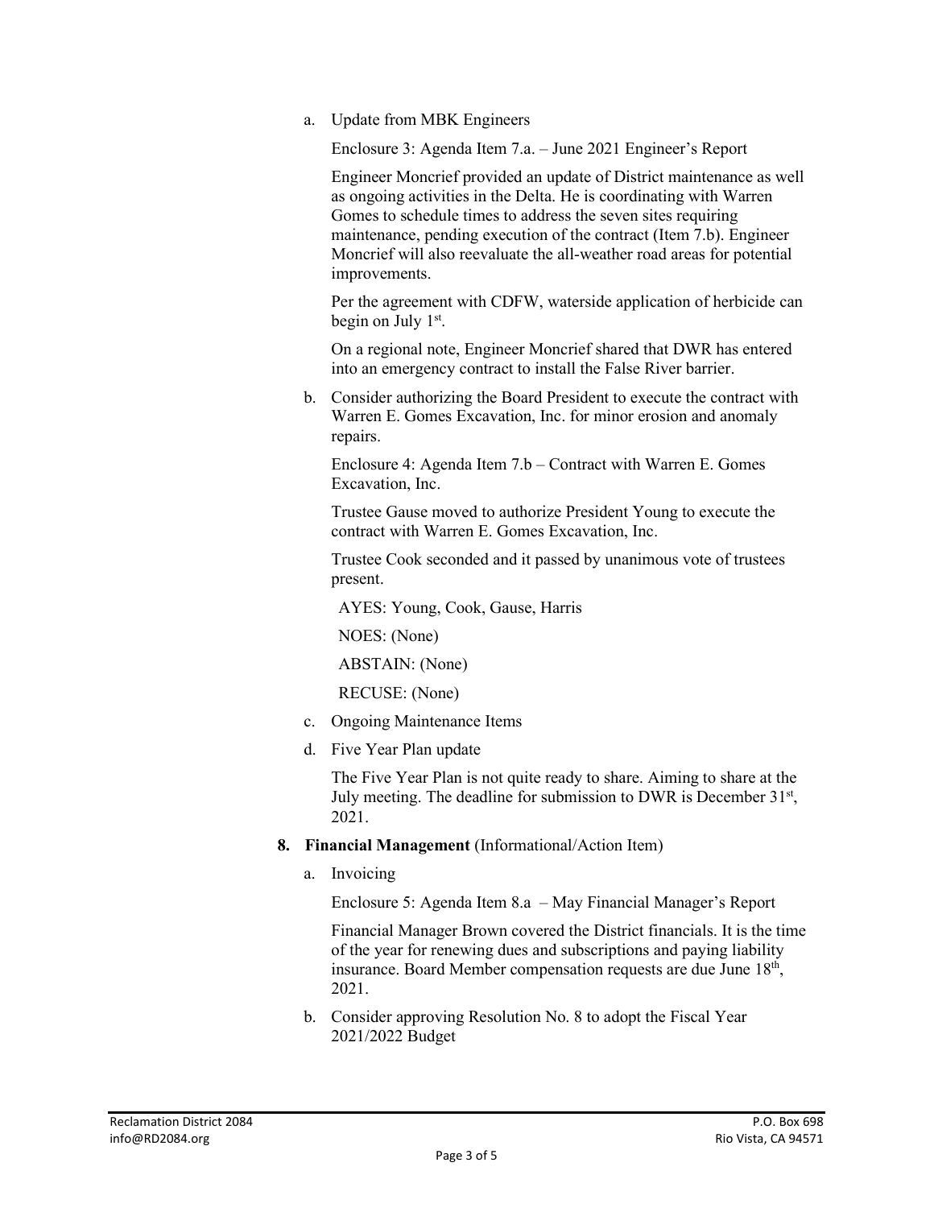a. Update from MBK Engineers

   Enclosure 3: Agenda Item 7.a. – June 2021 Engineer's Report

   Engineer Moncrief provided an update of District maintenance as well as ongoing activities in the Delta. He is coordinating with Warren Gomes to schedule times to address the seven sites requiring maintenance, pending execution of the contract (Item 7.b). Engineer Moncrief will also reevaluate the all-weather road areas for potential improvements.

   Per the agreement with CDFW, waterside application of herbicide can begin on July 1st.

   On a regional note, Engineer Moncrief shared that DWR has entered into an emergency contract to install the False River barrier.

b. Consider authorizing the Board President to execute the contract with Warren E. Gomes Excavation, Inc. for minor erosion and anomaly repairs.

   Enclosure 4: Agenda Item 7.b – Contract with Warren E. Gomes Excavation, Inc.

   Trustee Gause moved to authorize President Young to execute the contract with Warren E. Gomes Excavation, Inc.

   Trustee Cook seconded and it passed by unanimous vote of trustees present.

   AYES: Young, Cook, Gause, Harris

   NOES: (None)

   ABSTAIN: (None)

   RECUSE: (None)

c. Ongoing Maintenance Items

d. Five Year Plan update

   The Five Year Plan is not quite ready to share. Aiming to share at the July meeting. The deadline for submission to DWR is December 31st, 2021.

**8. Financial Management** (Informational/Action Item)

a. Invoicing

   Enclosure 5: Agenda Item 8.a – May Financial Manager's Report

   Financial Manager Brown covered the District financials. It is the time of the year for renewing dues and subscriptions and paying liability insurance. Board Member compensation requests are due June 18th, 2021.

b. Consider approving Resolution No. 8 to adopt the Fiscal Year 2021/2022 Budget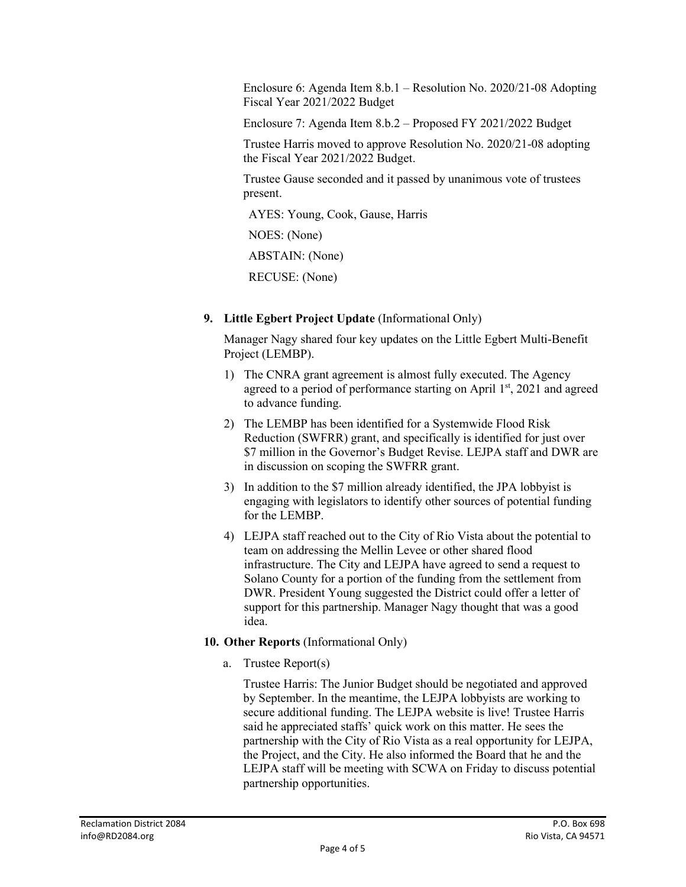Enclosure 6: Agenda Item 8.b.1 – Resolution No. 2020/21-08 Adopting Fiscal Year 2021/2022 Budget

Enclosure 7: Agenda Item 8.b.2 – Proposed FY 2021/2022 Budget

Trustee Harris moved to approve Resolution No. 2020/21-08 adopting the Fiscal Year 2021/2022 Budget.

Trustee Gause seconded and it passed by unanimous vote of trustees present.

AYES: Young, Cook, Gause, Harris

NOES: (None)

ABSTAIN: (None)

RECUSE: (None)

**9. Little Egbert Project Update** (Informational Only)

Manager Nagy shared four key updates on the Little Egbert Multi-Benefit Project (LEMBP).

1) The CNRA grant agreement is almost fully executed. The Agency agreed to a period of performance starting on April 1st, 2021 and agreed to advance funding.
2) The LEMBP has been identified for a Systemwide Flood Risk Reduction (SWFRR) grant, and specifically is identified for just over $7 million in the Governor's Budget Revise. LEJPA staff and DWR are in discussion on scoping the SWFRR grant.
3) In addition to the $7 million already identified, the JPA lobbyist is engaging with legislators to identify other sources of potential funding for the LEMBP.
4) LEJPA staff reached out to the City of Rio Vista about the potential to team on addressing the Mellin Levee or other shared flood infrastructure. The City and LEJPA have agreed to send a request to Solano County for a portion of the funding from the settlement from DWR. President Young suggested the District could offer a letter of support for this partnership. Manager Nagy thought that was a good idea.

**10. Other Reports** (Informational Only)

a. Trustee Report(s)

Trustee Harris: The Junior Budget should be negotiated and approved by September. In the meantime, the LEJPA lobbyists are working to secure additional funding. The LEJPA website is live! Trustee Harris said he appreciated staffs' quick work on this matter. He sees the partnership with the City of Rio Vista as a real opportunity for LEJPA, the Project, and the City. He also informed the Board that he and the LEJPA staff will be meeting with SCWA on Friday to discuss potential partnership opportunities.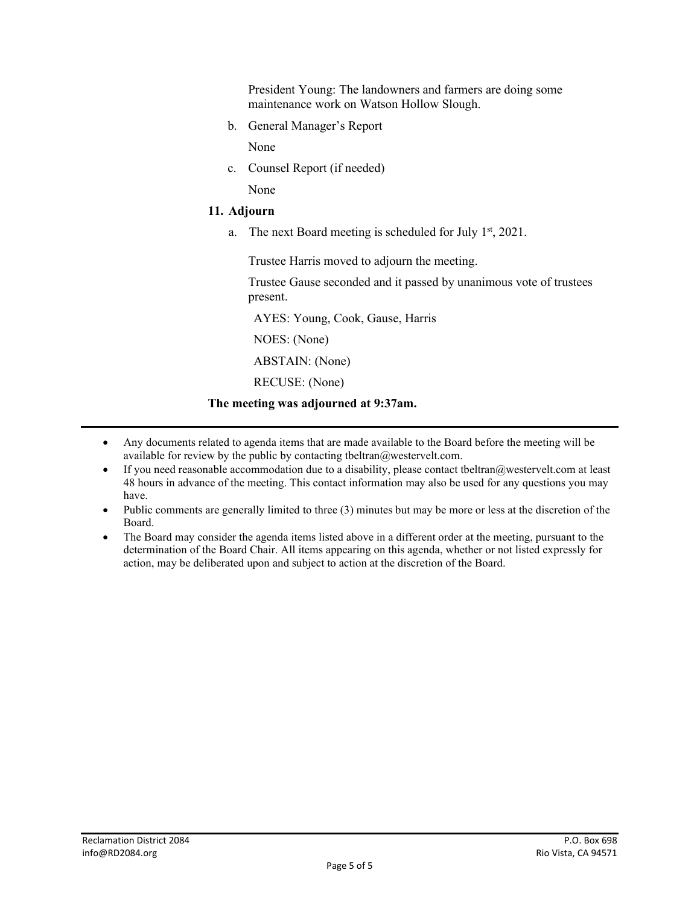President Young: The landowners and farmers are doing some maintenance work on Watson Hollow Slough.

b. General Manager's Report

   None

c. Counsel Report (if needed)

   None

**11. Adjourn**

a. The next Board meeting is scheduled for July 1st, 2021.

   Trustee Harris moved to adjourn the meeting.

   Trustee Gause seconded and it passed by unanimous vote of trustees present.

   AYES: Young, Cook, Gause, Harris

   NOES: (None)

   ABSTAIN: (None)

   RECUSE: (None)

**The meeting was adjourned at 9:37am.**

---

- Any documents related to agenda items that are made available to the Board before the meeting will be available for review by the public by contacting tbeltran@westervelt.com.
- If you need reasonable accommodation due to a disability, please contact tbeltran@westervelt.com at least 48 hours in advance of the meeting. This contact information may also be used for any questions you may have.
- Public comments are generally limited to three (3) minutes but may be more or less at the discretion of the Board.
- The Board may consider the agenda items listed above in a different order at the meeting, pursuant to the determination of the Board Chair. All items appearing on this agenda, whether or not listed expressly for action, may be deliberated upon and subject to action at the discretion of the Board.